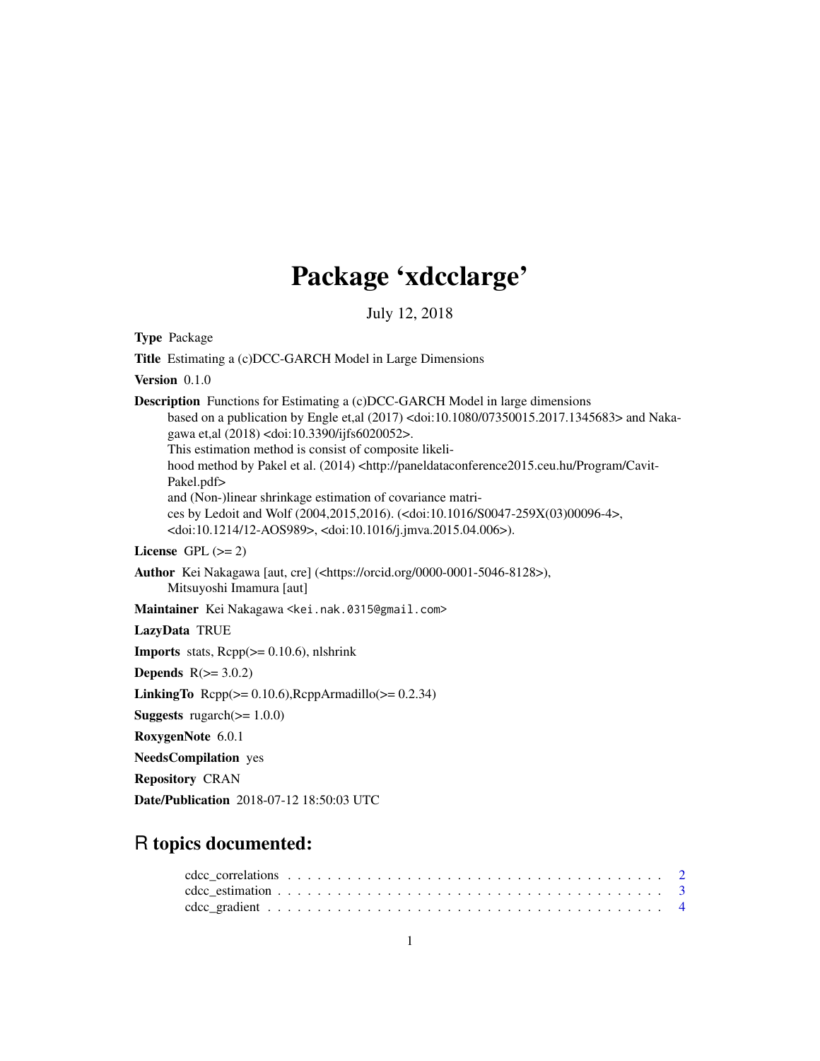# Package 'xdcclarge'

July 12, 2018

**Type** Package

**Title** Estimating a (c)DCC-GARCH Model in Large Dimensions

**Version** 0.1.0

**Description** Functions for Estimating a (c)DCC-GARCH Model in large dimensions based on a publication by Engle et,al (2017) <doi:10.1080/07350015.2017.1345683> and Nakagawa et,al (2018) <doi:10.3390/ijfs6020052>. This estimation method is consist of composite likelihood method by Pakel et al. (2014) <http://paneldataconference2015.ceu.hu/Program/Cavit-Pakel.pdf> and (Non-)linear shrinkage estimation of covariance matrices by Ledoit and Wolf (2004,2015,2016). (<doi:10.1016/S0047-259X(03)00096-4>, <doi:10.1214/12-AOS989>, <doi:10.1016/j.jmva.2015.04.006>).

**License** GPL (>= 2)

**Author** Kei Nakagawa [aut, cre] (<https://orcid.org/0000-0001-5046-8128>), Mitsuyoshi Imamura [aut]

**Maintainer** Kei Nakagawa <kei.nak.0315@gmail.com>

**LazyData** TRUE

**Imports** stats, Rcpp(>= 0.10.6), nlshrink

**Depends** R(>= 3.0.2)

**LinkingTo** Rcpp(>= 0.10.6),RcppArmadillo(>= 0.2.34)

**Suggests** rugarch(>= 1.0.0)

**RoxygenNote** 6.0.1

**NeedsCompilation** yes

**Repository** CRAN

**Date/Publication** 2018-07-12 18:50:03 UTC

## R topics documented:

- cdcc_correlations . . . . . . . . . . . . . . . . . . . . . . . . . . . . . . . . . . . . 2
- cdcc_estimation . . . . . . . . . . . . . . . . . . . . . . . . . . . . . . . . . . . . . 3
- cdcc_gradient . . . . . . . . . . . . . . . . . . . . . . . . . . . . . . . . . . . . . . 4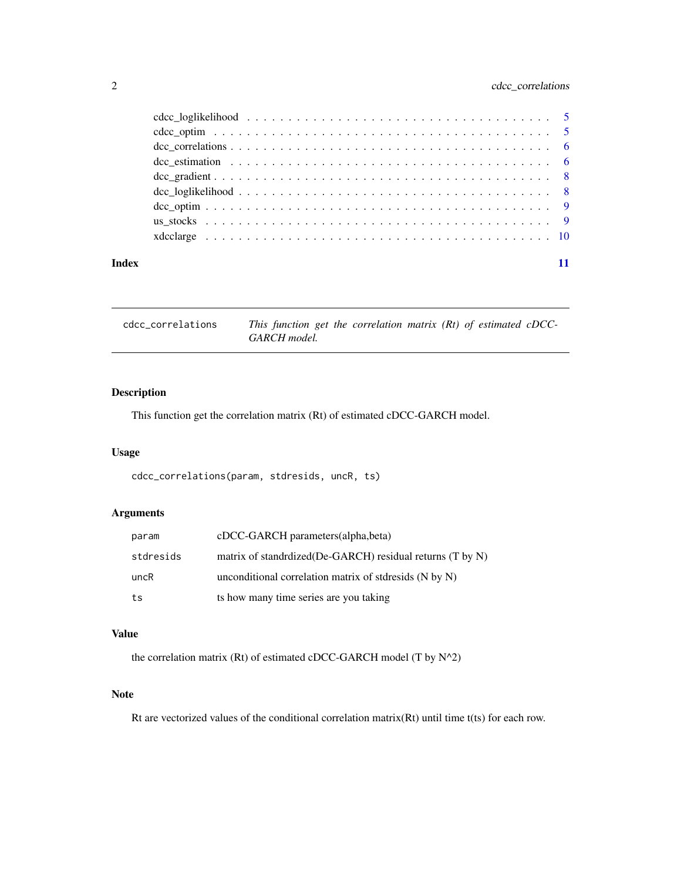cdcc_loglikelihood . . . . . . . . . . . . . . . . . . . . . . . . . . . . . . . . . . . 5
cdcc_optim . . . . . . . . . . . . . . . . . . . . . . . . . . . . . . . . . . . . . . 5
dcc_correlations . . . . . . . . . . . . . . . . . . . . . . . . . . . . . . . . . . . . 6
dcc_estimation . . . . . . . . . . . . . . . . . . . . . . . . . . . . . . . . . . . . 6
dcc_gradient . . . . . . . . . . . . . . . . . . . . . . . . . . . . . . . . . . . . . 8
dcc_loglikelihood . . . . . . . . . . . . . . . . . . . . . . . . . . . . . . . . . . . 8
dcc_optim . . . . . . . . . . . . . . . . . . . . . . . . . . . . . . . . . . . . . . 9
us_stocks . . . . . . . . . . . . . . . . . . . . . . . . . . . . . . . . . . . . . . 9
xdcclarge . . . . . . . . . . . . . . . . . . . . . . . . . . . . . . . . . . . . . . 10

**Index** 11

---

`cdcc_correlations` *This function get the correlation matrix (Rt) of estimated cDCC-GARCH model.*

---

## Description

This function get the correlation matrix (Rt) of estimated cDCC-GARCH model.

## Usage

```
cdcc_correlations(param, stdresids, uncR, ts)
```

## Arguments

| | |
|---|---|
| `param` | cDCC-GARCH parameters(alpha,beta) |
| `stdresids` | matrix of standrdized(De-GARCH) residual returns (T by N) |
| `uncR` | unconditional correlation matrix of stdresids (N by N) |
| `ts` | ts how many time series are you taking |

## Value

the correlation matrix (Rt) of estimated cDCC-GARCH model (T by N^2)

## Note

Rt are vectorized values of the conditional correlation matrix(Rt) until time t(ts) for each row.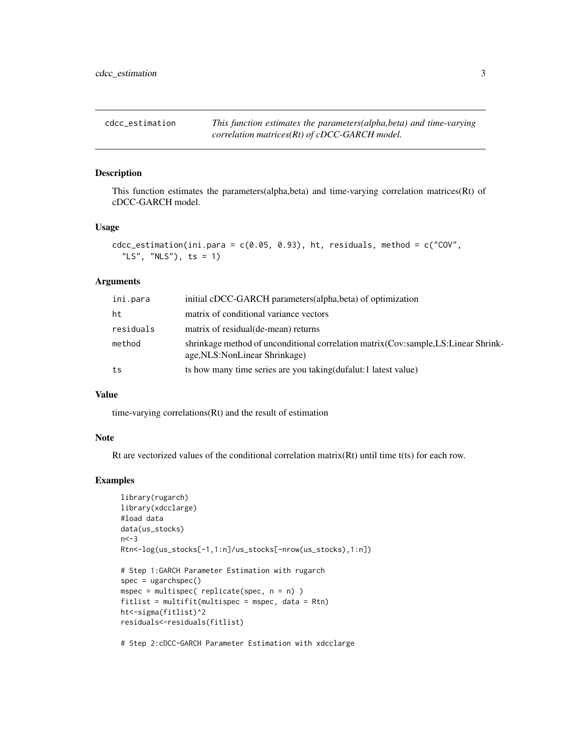# cdcc_estimation

*This function estimates the parameters(alpha,beta) and time-varying correlation matrices(Rt) of cDCC-GARCH model.*

## Description

This function estimates the parameters(alpha,beta) and time-varying correlation matrices(Rt) of cDCC-GARCH model.

## Usage

```
cdcc_estimation(ini.para = c(0.05, 0.93), ht, residuals, method = c("COV",
  "LS", "NLS"), ts = 1)
```

## Arguments

| | |
|---|---|
| ini.para | initial cDCC-GARCH parameters(alpha,beta) of optimization |
| ht | matrix of conditional variance vectors |
| residuals | matrix of residual(de-mean) returns |
| method | shrinkage method of unconditional correlation matrix(Cov:sample,LS:Linear Shrinkage,NLS:NonLinear Shrinkage) |
| ts | ts how many time series are you taking(dufalut:1 latest value) |

## Value

time-varying correlations(Rt) and the result of estimation

## Note

Rt are vectorized values of the conditional correlation matrix(Rt) until time t(ts) for each row.

## Examples

```
library(rugarch)
library(xdcclarge)
#load data
data(us_stocks)
n<-3
Rtn<-log(us_stocks[-1,1:n]/us_stocks[-nrow(us_stocks),1:n])

# Step 1:GARCH Parameter Estimation with rugarch
spec = ugarchspec()
mspec = multispec( replicate(spec, n = n) )
fitlist = multifit(multispec = mspec, data = Rtn)
ht<-sigma(fitlist)^2
residuals<-residuals(fitlist)

# Step 2:cDCC-GARCH Parameter Estimation with xdcclarge
```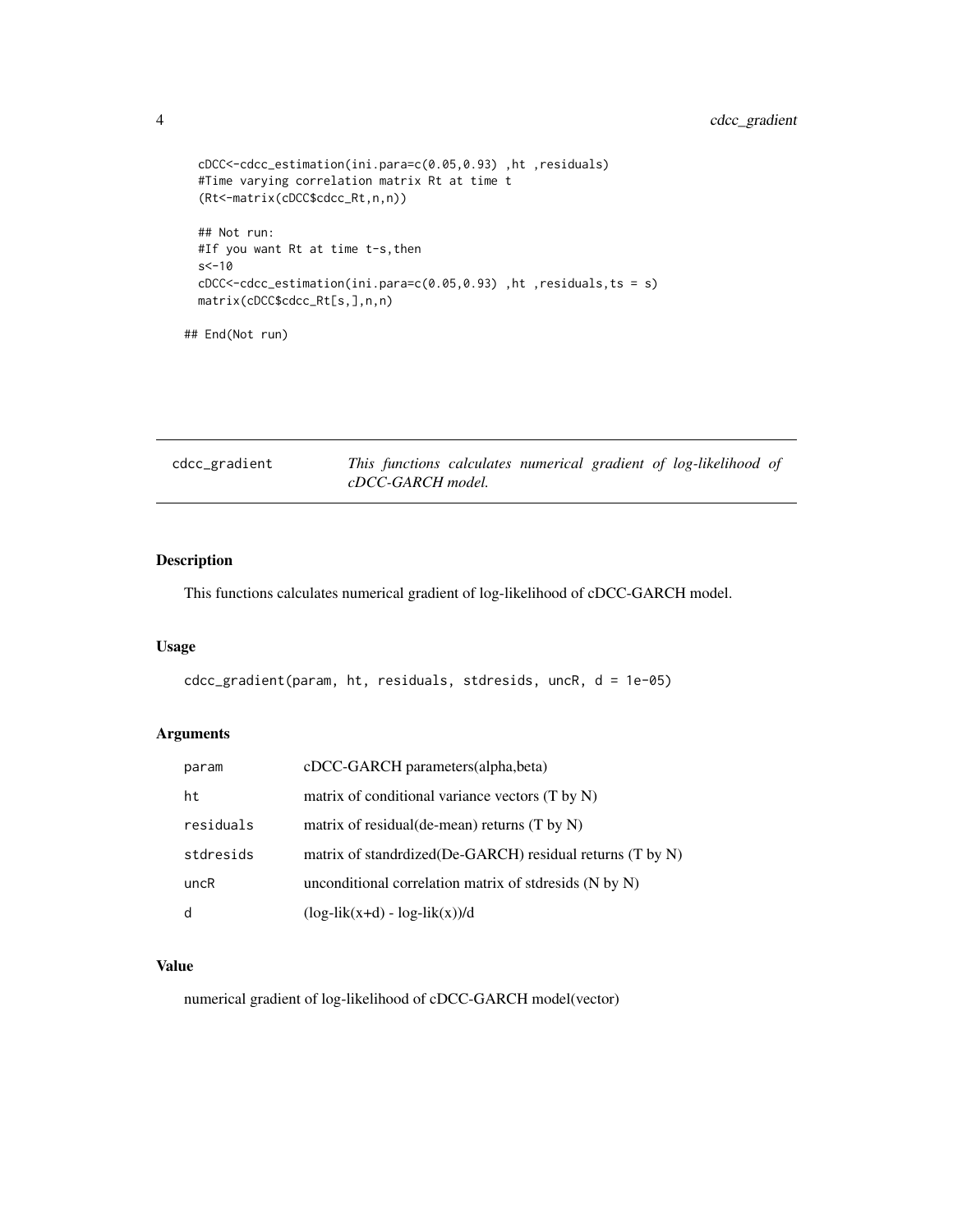```
cDCC<-cdcc_estimation(ini.para=c(0.05,0.93) ,ht ,residuals)
#Time varying correlation matrix Rt at time t
(Rt<-matrix(cDCC$cdcc_Rt,n,n))

## Not run:
#If you want Rt at time t-s,then
s<-10
cDCC<-cdcc_estimation(ini.para=c(0.05,0.93) ,ht ,residuals,ts = s)
matrix(cDCC$cdcc_Rt[s,],n,n)

## End(Not run)
```

---

## cdcc_gradient — *This functions calculates numerical gradient of log-likelihood of cDCC-GARCH model.*

### Description

This functions calculates numerical gradient of log-likelihood of cDCC-GARCH model.

### Usage

```
cdcc_gradient(param, ht, residuals, stdresids, uncR, d = 1e-05)
```

### Arguments

| | |
|---|---|
| param | cDCC-GARCH parameters(alpha,beta) |
| ht | matrix of conditional variance vectors (T by N) |
| residuals | matrix of residual(de-mean) returns (T by N) |
| stdresids | matrix of standrdized(De-GARCH) residual returns (T by N) |
| uncR | unconditional correlation matrix of stdresids (N by N) |
| d | (log-lik(x+d) - log-lik(x))/d |

### Value

numerical gradient of log-likelihood of cDCC-GARCH model(vector)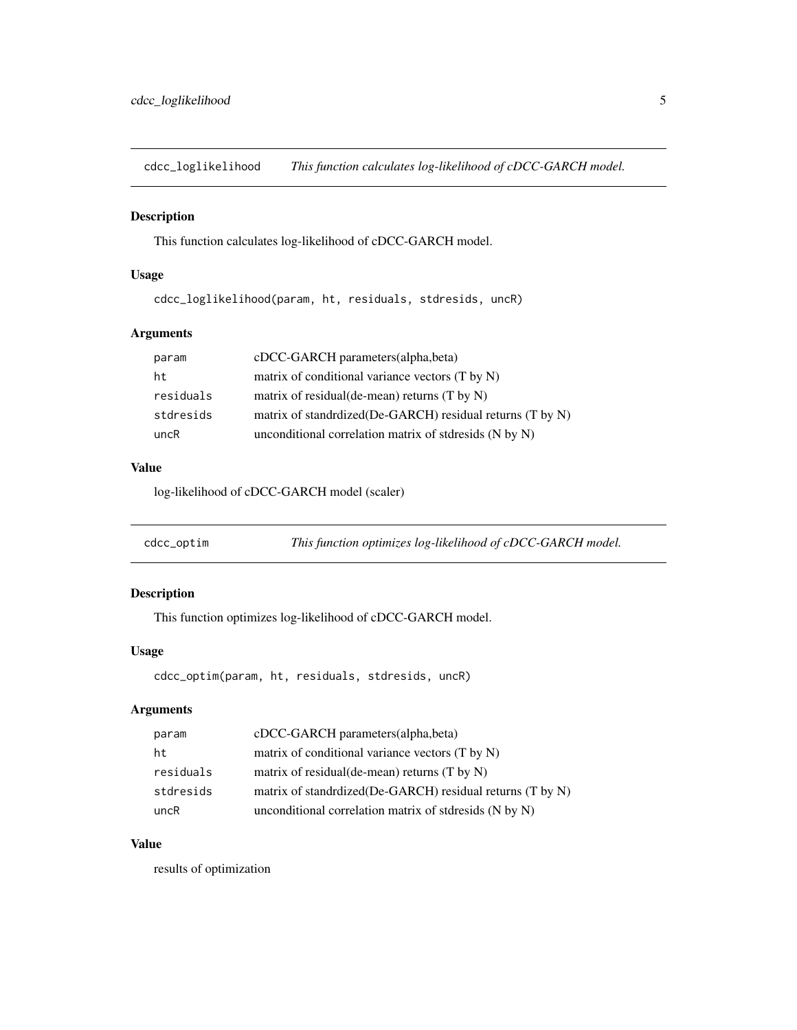## cdcc_loglikelihood — *This function calculates log-likelihood of cDCC-GARCH model.*

### Description

This function calculates log-likelihood of cDCC-GARCH model.

### Usage

```
cdcc_loglikelihood(param, ht, residuals, stdresids, uncR)
```

### Arguments

| | |
|---|---|
| `param` | cDCC-GARCH parameters(alpha,beta) |
| `ht` | matrix of conditional variance vectors (T by N) |
| `residuals` | matrix of residual(de-mean) returns (T by N) |
| `stdresids` | matrix of standrdized(De-GARCH) residual returns (T by N) |
| `uncR` | unconditional correlation matrix of stdresids (N by N) |

### Value

log-likelihood of cDCC-GARCH model (scaler)

## cdcc_optim — *This function optimizes log-likelihood of cDCC-GARCH model.*

### Description

This function optimizes log-likelihood of cDCC-GARCH model.

### Usage

```
cdcc_optim(param, ht, residuals, stdresids, uncR)
```

### Arguments

| | |
|---|---|
| `param` | cDCC-GARCH parameters(alpha,beta) |
| `ht` | matrix of conditional variance vectors (T by N) |
| `residuals` | matrix of residual(de-mean) returns (T by N) |
| `stdresids` | matrix of standrdized(De-GARCH) residual returns (T by N) |
| `uncR` | unconditional correlation matrix of stdresids (N by N) |

### Value

results of optimization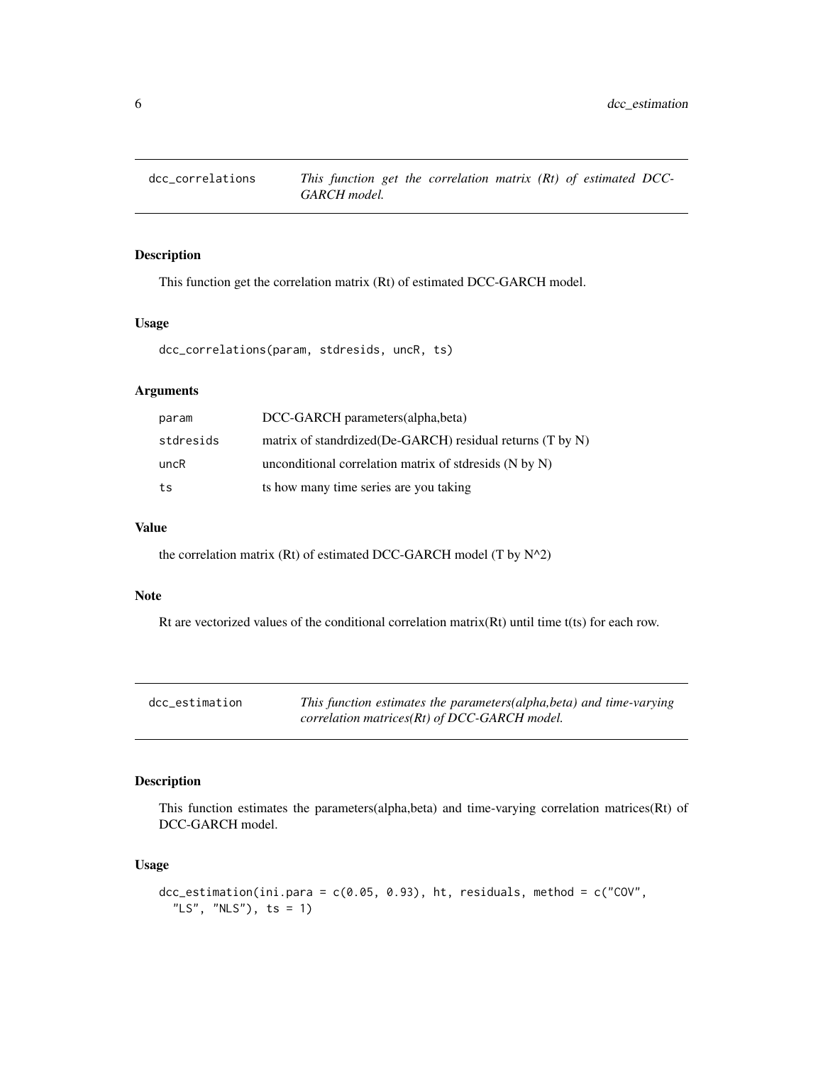## dcc_correlations

*This function get the correlation matrix (Rt) of estimated DCC-GARCH model.*

### Description

This function get the correlation matrix (Rt) of estimated DCC-GARCH model.

### Usage

```
dcc_correlations(param, stdresids, uncR, ts)
```

### Arguments

| | |
|---|---|
| param | DCC-GARCH parameters(alpha,beta) |
| stdresids | matrix of standrdized(De-GARCH) residual returns (T by N) |
| uncR | unconditional correlation matrix of stdresids (N by N) |
| ts | ts how many time series are you taking |

### Value

the correlation matrix (Rt) of estimated DCC-GARCH model (T by N^2)

### Note

Rt are vectorized values of the conditional correlation matrix(Rt) until time t(ts) for each row.

## dcc_estimation

*This function estimates the parameters(alpha,beta) and time-varying correlation matrices(Rt) of DCC-GARCH model.*

### Description

This function estimates the parameters(alpha,beta) and time-varying correlation matrices(Rt) of DCC-GARCH model.

### Usage

```
dcc_estimation(ini.para = c(0.05, 0.93), ht, residuals, method = c("COV",
  "LS", "NLS"), ts = 1)
```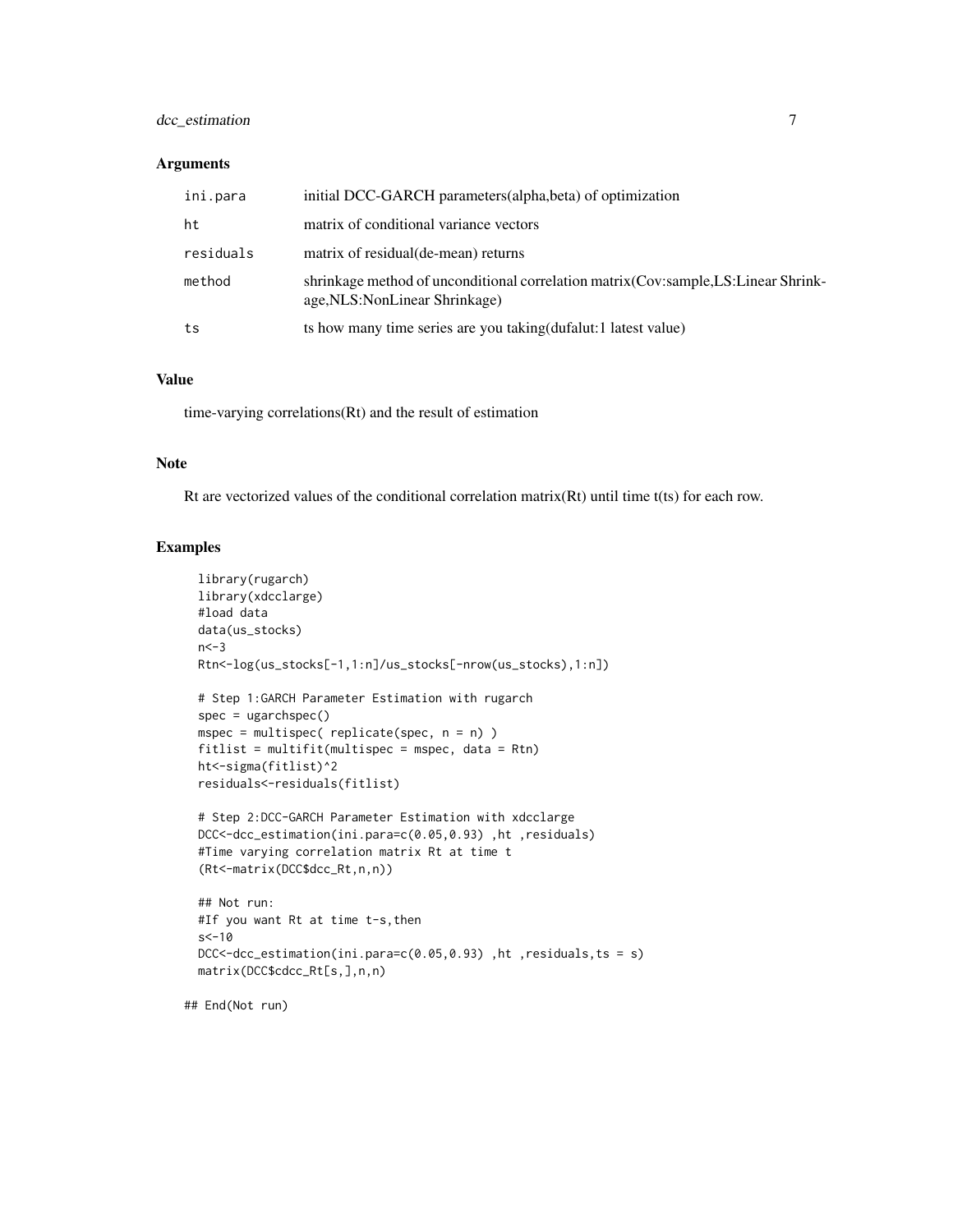### Arguments

| | |
|---|---|
| ini.para | initial DCC-GARCH parameters(alpha,beta) of optimization |
| ht | matrix of conditional variance vectors |
| residuals | matrix of residual(de-mean) returns |
| method | shrinkage method of unconditional correlation matrix(Cov:sample,LS:Linear Shrinkage,NLS:NonLinear Shrinkage) |
| ts | ts how many time series are you taking(dufalut:1 latest value) |

### Value

time-varying correlations(Rt) and the result of estimation

### Note

Rt are vectorized values of the conditional correlation matrix(Rt) until time t(ts) for each row.

### Examples

```
library(rugarch)
library(xdcclarge)
#load data
data(us_stocks)
n<-3
Rtn<-log(us_stocks[-1,1:n]/us_stocks[-nrow(us_stocks),1:n])

# Step 1:GARCH Parameter Estimation with rugarch
spec = ugarchspec()
mspec = multispec( replicate(spec, n = n) )
fitlist = multifit(multispec = mspec, data = Rtn)
ht<-sigma(fitlist)^2
residuals<-residuals(fitlist)

# Step 2:DCC-GARCH Parameter Estimation with xdcclarge
DCC<-dcc_estimation(ini.para=c(0.05,0.93) ,ht ,residuals)
#Time varying correlation matrix Rt at time t
(Rt<-matrix(DCC$dcc_Rt,n,n))

## Not run:
#If you want Rt at time t-s,then
s<-10
DCC<-dcc_estimation(ini.para=c(0.05,0.93) ,ht ,residuals,ts = s)
matrix(DCC$cdcc_Rt[s,],n,n)

## End(Not run)
```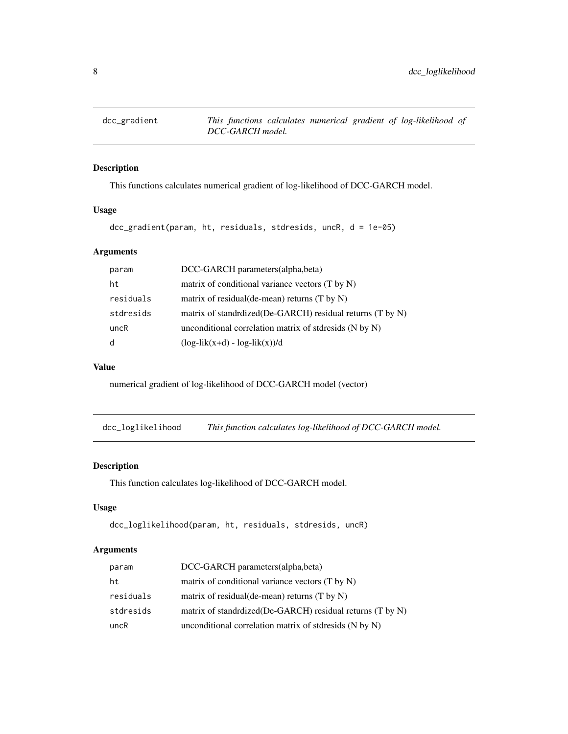## dcc_gradient — *This functions calculates numerical gradient of log-likelihood of DCC-GARCH model.*

### Description

This functions calculates numerical gradient of log-likelihood of DCC-GARCH model.

### Usage

```
dcc_gradient(param, ht, residuals, stdresids, uncR, d = 1e-05)
```

### Arguments

| | |
|---|---|
| param | DCC-GARCH parameters(alpha,beta) |
| ht | matrix of conditional variance vectors (T by N) |
| residuals | matrix of residual(de-mean) returns (T by N) |
| stdresids | matrix of standrdized(De-GARCH) residual returns (T by N) |
| uncR | unconditional correlation matrix of stdresids (N by N) |
| d | (log-lik(x+d) - log-lik(x))/d |

### Value

numerical gradient of log-likelihood of DCC-GARCH model (vector)

## dcc_loglikelihood — *This function calculates log-likelihood of DCC-GARCH model.*

### Description

This function calculates log-likelihood of DCC-GARCH model.

### Usage

```
dcc_loglikelihood(param, ht, residuals, stdresids, uncR)
```

### Arguments

| | |
|---|---|
| param | DCC-GARCH parameters(alpha,beta) |
| ht | matrix of conditional variance vectors (T by N) |
| residuals | matrix of residual(de-mean) returns (T by N) |
| stdresids | matrix of standrdized(De-GARCH) residual returns (T by N) |
| uncR | unconditional correlation matrix of stdresids (N by N) |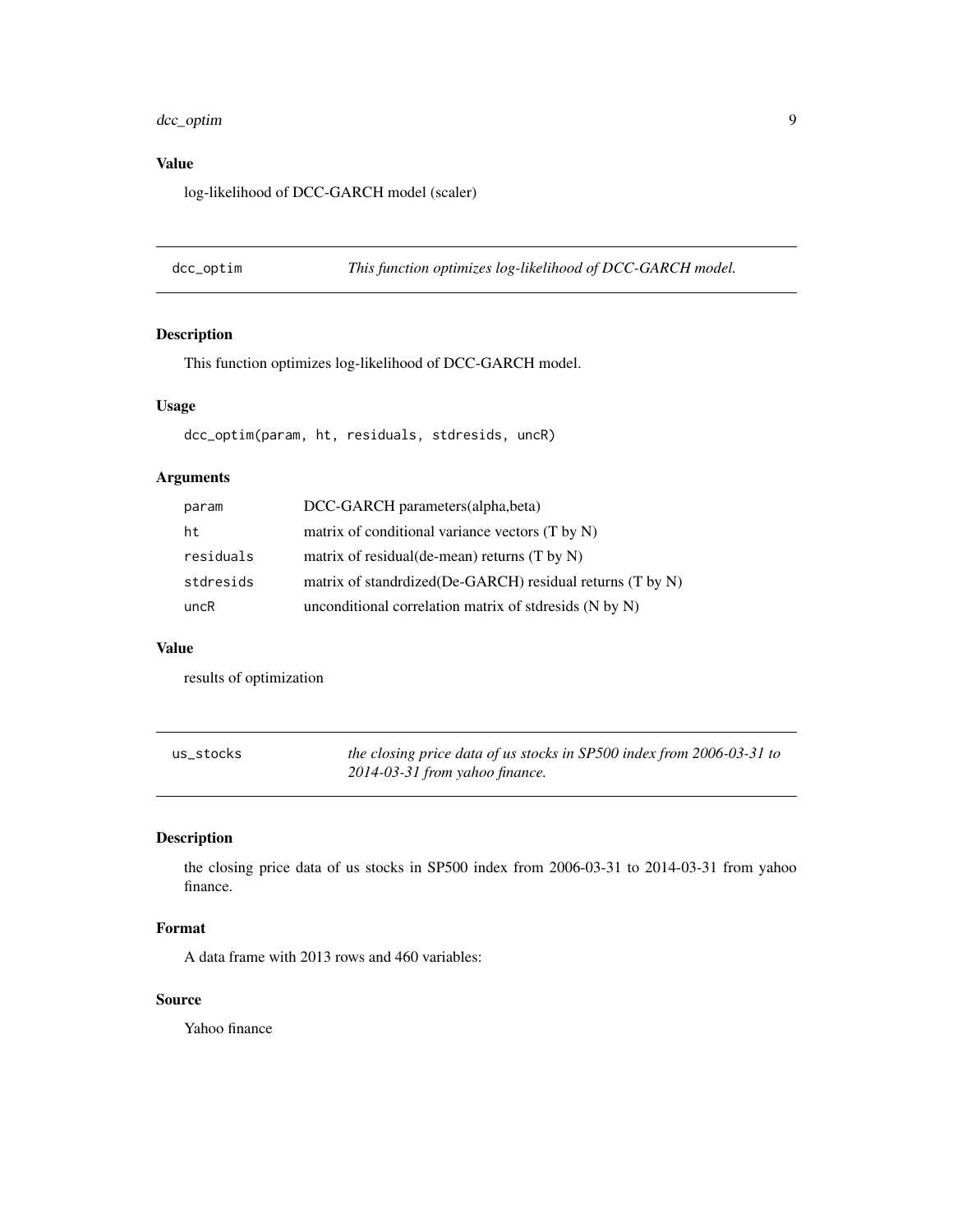## Value

log-likelihood of DCC-GARCH model (scaler)

---

## dcc_optim — *This function optimizes log-likelihood of DCC-GARCH model.*

### Description

This function optimizes log-likelihood of DCC-GARCH model.

### Usage

```
dcc_optim(param, ht, residuals, stdresids, uncR)
```

### Arguments

| | |
|---|---|
| `param` | DCC-GARCH parameters(alpha,beta) |
| `ht` | matrix of conditional variance vectors (T by N) |
| `residuals` | matrix of residual(de-mean) returns (T by N) |
| `stdresids` | matrix of standrdized(De-GARCH) residual returns (T by N) |
| `uncR` | unconditional correlation matrix of stdresids (N by N) |

### Value

results of optimization

---

## us_stocks — *the closing price data of us stocks in SP500 index from 2006-03-31 to 2014-03-31 from yahoo finance.*

### Description

the closing price data of us stocks in SP500 index from 2006-03-31 to 2014-03-31 from yahoo finance.

### Format

A data frame with 2013 rows and 460 variables:

### Source

Yahoo finance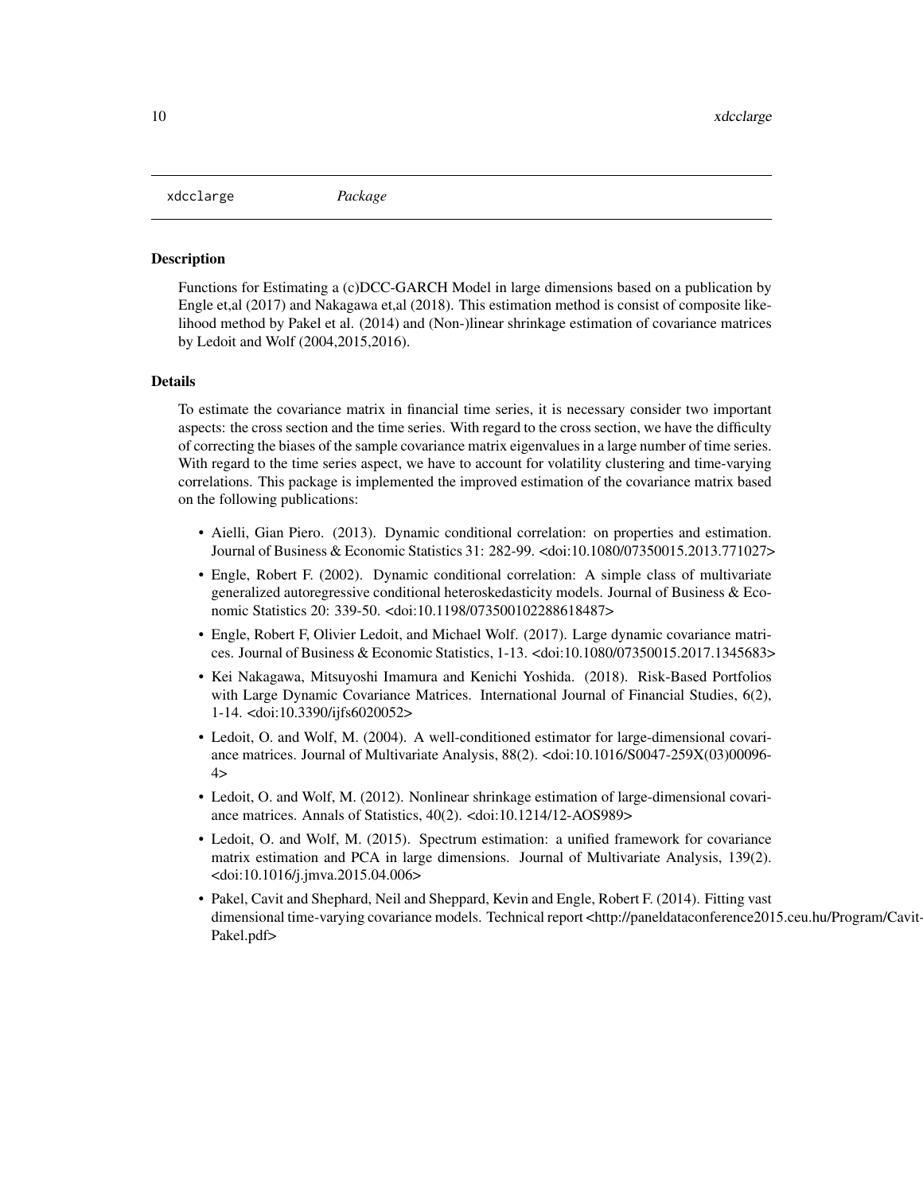xdcclarge *Package*

### Description

Functions for Estimating a (c)DCC-GARCH Model in large dimensions based on a publication by Engle et,al (2017) and Nakagawa et,al (2018). This estimation method is consist of composite likelihood method by Pakel et al. (2014) and (Non-)linear shrinkage estimation of covariance matrices by Ledoit and Wolf (2004,2015,2016).

### Details

To estimate the covariance matrix in financial time series, it is necessary consider two important aspects: the cross section and the time series. With regard to the cross section, we have the difficulty of correcting the biases of the sample covariance matrix eigenvalues in a large number of time series. With regard to the time series aspect, we have to account for volatility clustering and time-varying correlations. This package is implemented the improved estimation of the covariance matrix based on the following publications:

- Aielli, Gian Piero. (2013). Dynamic conditional correlation: on properties and estimation. Journal of Business & Economic Statistics 31: 282-99. <doi:10.1080/07350015.2013.771027>
- Engle, Robert F. (2002). Dynamic conditional correlation: A simple class of multivariate generalized autoregressive conditional heteroskedasticity models. Journal of Business & Economic Statistics 20: 339-50. <doi:10.1198/073500102288618487>
- Engle, Robert F, Olivier Ledoit, and Michael Wolf. (2017). Large dynamic covariance matrices. Journal of Business & Economic Statistics, 1-13. <doi:10.1080/07350015.2017.1345683>
- Kei Nakagawa, Mitsuyoshi Imamura and Kenichi Yoshida. (2018). Risk-Based Portfolios with Large Dynamic Covariance Matrices. International Journal of Financial Studies, 6(2), 1-14. <doi:10.3390/ijfs6020052>
- Ledoit, O. and Wolf, M. (2004). A well-conditioned estimator for large-dimensional covariance matrices. Journal of Multivariate Analysis, 88(2). <doi:10.1016/S0047-259X(03)00096-4>
- Ledoit, O. and Wolf, M. (2012). Nonlinear shrinkage estimation of large-dimensional covariance matrices. Annals of Statistics, 40(2). <doi:10.1214/12-AOS989>
- Ledoit, O. and Wolf, M. (2015). Spectrum estimation: a unified framework for covariance matrix estimation and PCA in large dimensions. Journal of Multivariate Analysis, 139(2). <doi:10.1016/j.jmva.2015.04.006>
- Pakel, Cavit and Shephard, Neil and Sheppard, Kevin and Engle, Robert F. (2014). Fitting vast dimensional time-varying covariance models. Technical report <http://paneldataconference2015.ceu.hu/Program/Cavit-Pakel.pdf>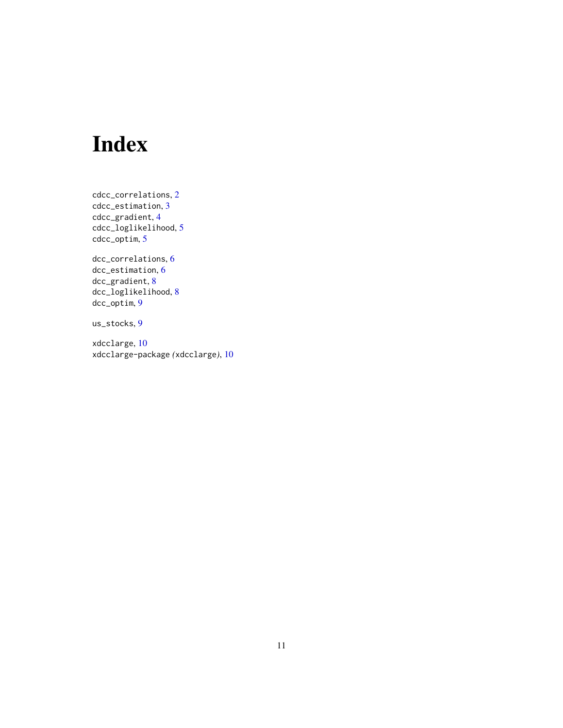# Index

cdcc_correlations, 2
cdcc_estimation, 3
cdcc_gradient, 4
cdcc_loglikelihood, 5
cdcc_optim, 5

dcc_correlations, 6
dcc_estimation, 6
dcc_gradient, 8
dcc_loglikelihood, 8
dcc_optim, 9

us_stocks, 9

xdcclarge, 10
xdcclarge-package *(*xdcclarge*)*, 10